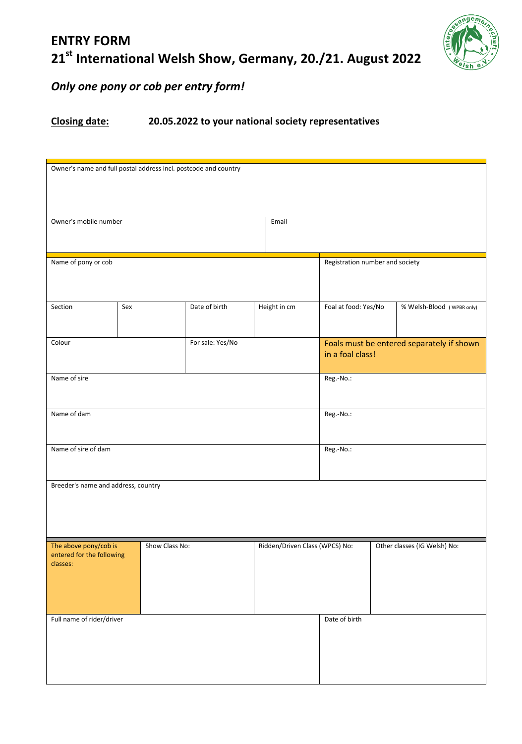# ENTRY FORM
# 21st International Welsh Show, Germany, 20./21. August 2022

***Only one pony or cob per entry form!***

**Closing date:** **20.05.2022 to your national society representatives**

| Owner's name and full postal address incl. postcode and country | |
|---|---|
| Owner's mobile number | Email |

| Name of pony or cob | | | | Registration number and society | |
|---|---|---|---|---|---|
| Section | Sex | Date of birth | Height in cm | Foal at food: Yes/No | % Welsh-Blood (WPBR only) |
| Colour | | For sale: Yes/No | | Foals must be entered separately if shown in a foal class! | |
| Name of sire | | | | Reg.-No.: | |
| Name of dam | | | | Reg.-No.: | |
| Name of sire of dam | | | | Reg.-No.: | |
| Breeder's name and address, country | | | | | |

| The above pony/cob is entered for the following classes: | Show Class No: | Ridden/Driven Class (WPCS) No: | Other classes (IG Welsh) No: |
|---|---|---|---|

| Full name of rider/driver | Date of birth |
|---|---|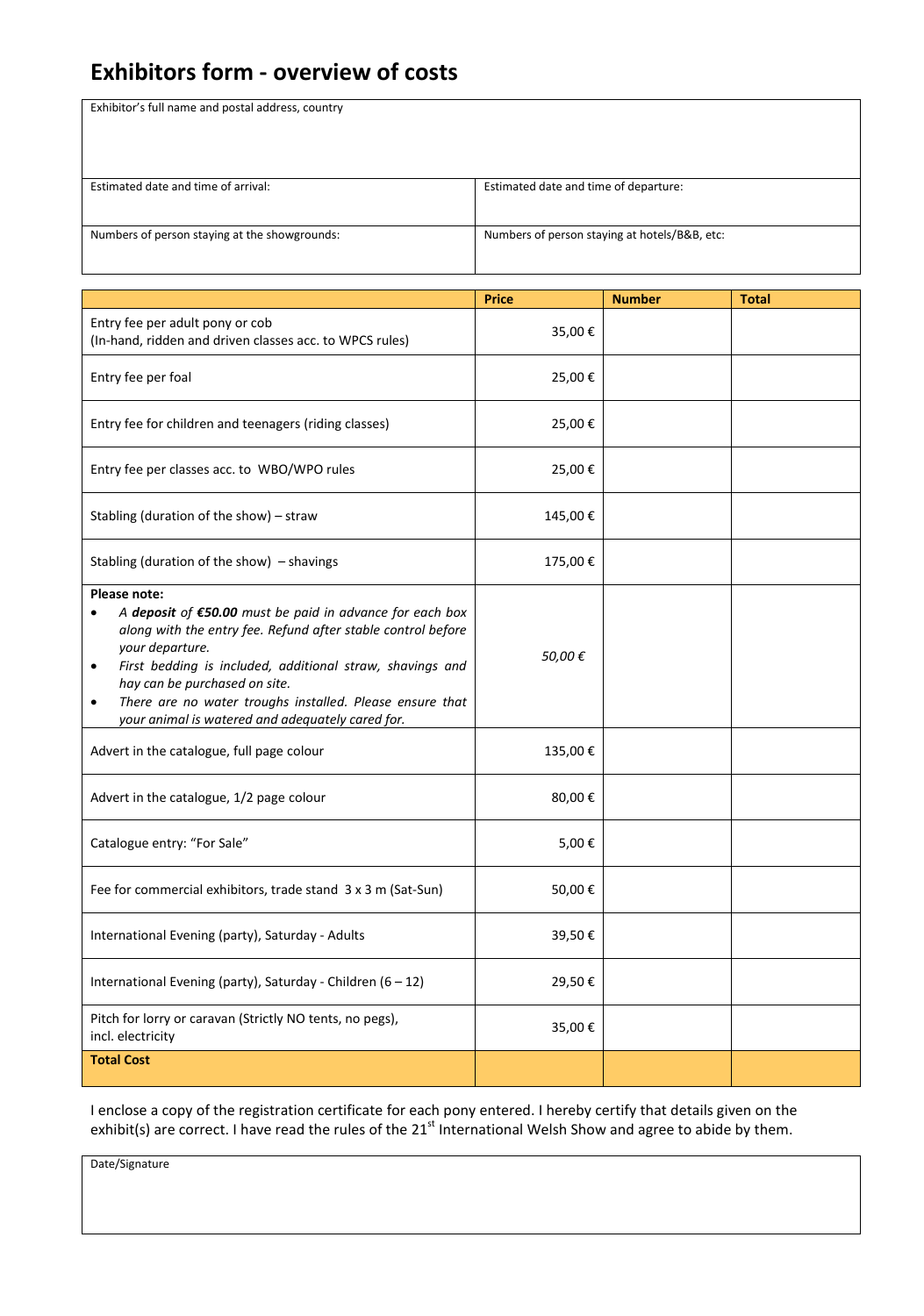# Exhibitors form - overview of costs

| | |
|---|---|
| Exhibitor's full name and postal address, country | |
| Estimated date and time of arrival: | Estimated date and time of departure: |
| Numbers of person staying at the showgrounds: | Numbers of person staying at hotels/B&B, etc: |

| | Price | Number | Total |
|---|---|---|---|
| Entry fee per adult pony or cob<br>(In-hand, ridden and driven classes acc. to WPCS rules) | 35,00 € | | |
| Entry fee per foal | 25,00 € | | |
| Entry fee for children and teenagers (riding classes) | 25,00 € | | |
| Entry fee per classes acc. to WBO/WPO rules | 25,00 € | | |
| Stabling (duration of the show) – straw | 145,00 € | | |
| Stabling (duration of the show) – shavings | 175,00 € | | |
| **Please note:**<br>• *A **deposit** of **€50.00** must be paid in advance for each box along with the entry fee. Refund after stable control before your departure.*<br>• *First bedding is included, additional straw, shavings and hay can be purchased on site.*<br>• *There are no water troughs installed. Please ensure that your animal is watered and adequately cared for.* | *50,00 €* | | |
| Advert in the catalogue, full page colour | 135,00 € | | |
| Advert in the catalogue, 1/2 page colour | 80,00 € | | |
| Catalogue entry: "For Sale" | 5,00 € | | |
| Fee for commercial exhibitors, trade stand 3 x 3 m (Sat-Sun) | 50,00 € | | |
| International Evening (party), Saturday - Adults | 39,50 € | | |
| International Evening (party), Saturday - Children (6 – 12) | 29,50 € | | |
| Pitch for lorry or caravan (Strictly NO tents, no pegs), incl. electricity | 35,00 € | | |
| **Total Cost** | | | |

I enclose a copy of the registration certificate for each pony entered. I hereby certify that details given on the exhibit(s) are correct. I have read the rules of the 21st International Welsh Show and agree to abide by them.

| |
|---|
| Date/Signature |